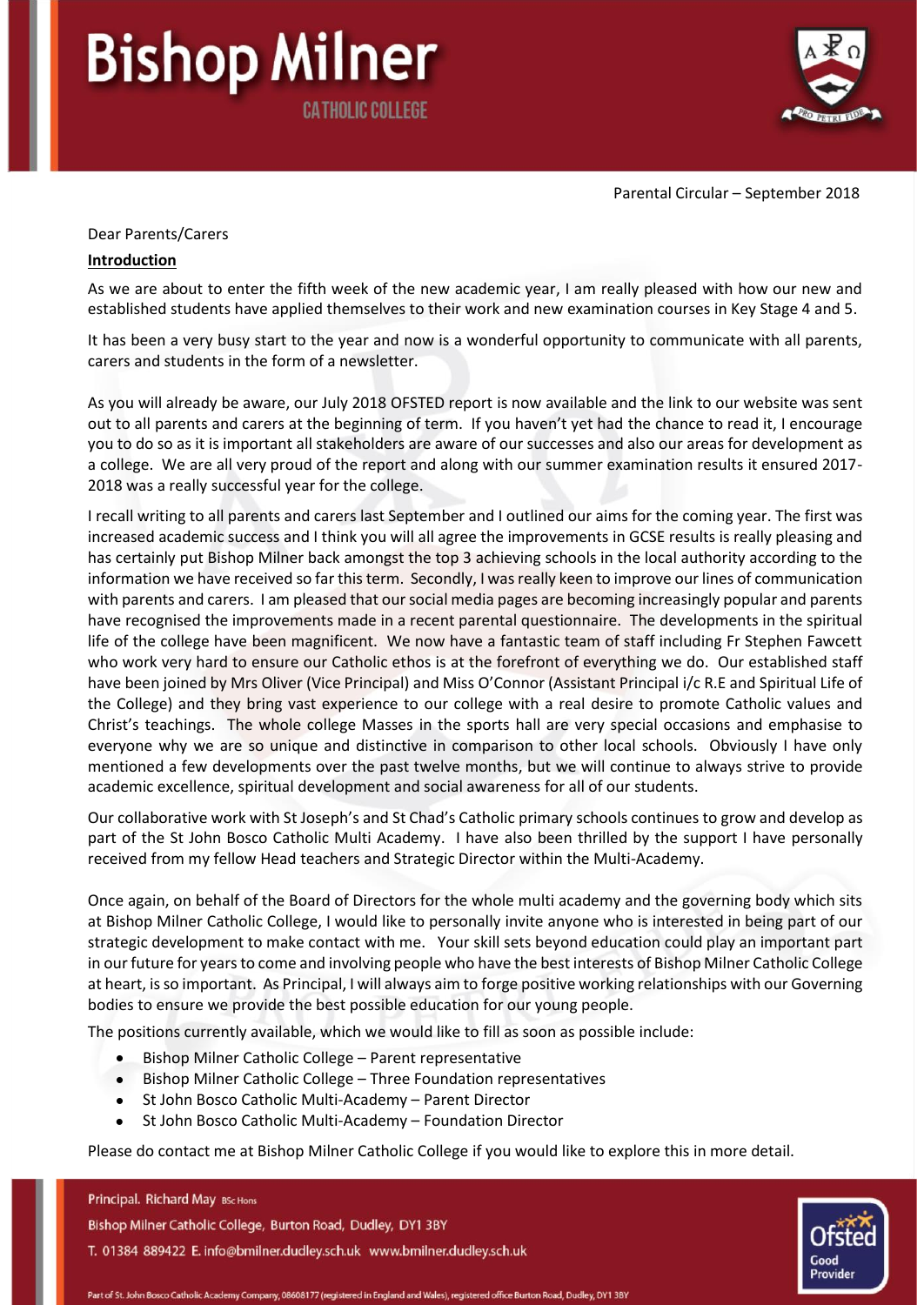# Bishop Milner

CATHOLIC COLLEGE

Parental Circular – September 2018

Dear Parents/Carers

**Introduction**

As we are about to enter the fifth week of the new academic year, I am really pleased with how our new and established students have applied themselves to their work and new examination courses in Key Stage 4 and 5.

It has been a very busy start to the year and now is a wonderful opportunity to communicate with all parents, carers and students in the form of a newsletter.

As you will already be aware, our July 2018 OFSTED report is now available and the link to our website was sent out to all parents and carers at the beginning of term. If you haven't yet had the chance to read it, I encourage you to do so as it is important all stakeholders are aware of our successes and also our areas for development as a college. We are all very proud of the report and along with our summer examination results it ensured 2017-2018 was a really successful year for the college.

I recall writing to all parents and carers last September and I outlined our aims for the coming year. The first was increased academic success and I think you will all agree the improvements in GCSE results is really pleasing and has certainly put Bishop Milner back amongst the top 3 achieving schools in the local authority according to the information we have received so far this term. Secondly, I was really keen to improve our lines of communication with parents and carers. I am pleased that our social media pages are becoming increasingly popular and parents have recognised the improvements made in a recent parental questionnaire. The developments in the spiritual life of the college have been magnificent. We now have a fantastic team of staff including Fr Stephen Fawcett who work very hard to ensure our Catholic ethos is at the forefront of everything we do. Our established staff have been joined by Mrs Oliver (Vice Principal) and Miss O'Connor (Assistant Principal i/c R.E and Spiritual Life of the College) and they bring vast experience to our college with a real desire to promote Catholic values and Christ's teachings. The whole college Masses in the sports hall are very special occasions and emphasise to everyone why we are so unique and distinctive in comparison to other local schools. Obviously I have only mentioned a few developments over the past twelve months, but we will continue to always strive to provide academic excellence, spiritual development and social awareness for all of our students.

Our collaborative work with St Joseph's and St Chad's Catholic primary schools continues to grow and develop as part of the St John Bosco Catholic Multi Academy. I have also been thrilled by the support I have personally received from my fellow Head teachers and Strategic Director within the Multi-Academy.

Once again, on behalf of the Board of Directors for the whole multi academy and the governing body which sits at Bishop Milner Catholic College, I would like to personally invite anyone who is interested in being part of our strategic development to make contact with me. Your skill sets beyond education could play an important part in our future for years to come and involving people who have the best interests of Bishop Milner Catholic College at heart, is so important. As Principal, I will always aim to forge positive working relationships with our Governing bodies to ensure we provide the best possible education for our young people.

The positions currently available, which we would like to fill as soon as possible include:

- Bishop Milner Catholic College – Parent representative
- Bishop Milner Catholic College – Three Foundation representatives
- St John Bosco Catholic Multi-Academy – Parent Director
- St John Bosco Catholic Multi-Academy – Foundation Director

Please do contact me at Bishop Milner Catholic College if you would like to explore this in more detail.

Principal. Richard May BSc Hons
Bishop Milner Catholic College, Burton Road, Dudley, DY1 3BY
T. 01384 889422 E. info@bmilner.dudley.sch.uk www.bmilner.dudley.sch.uk

Part of St. John Bosco Catholic Academy Company, 08608177 (registered in England and Wales), registered office Burton Road, Dudley, DY1 3BY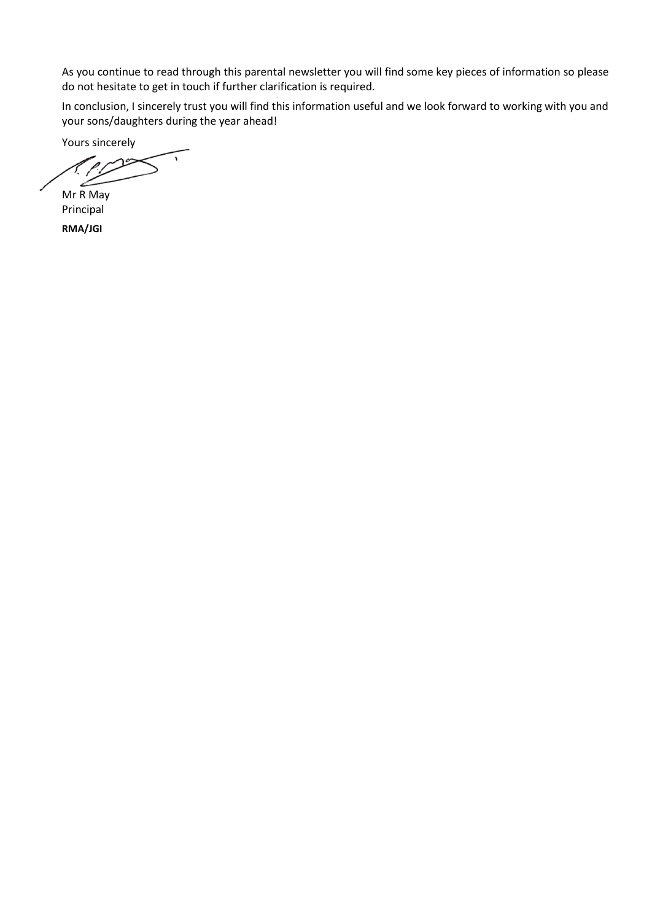As you continue to read through this parental newsletter you will find some key pieces of information so please do not hesitate to get in touch if further clarification is required.

In conclusion, I sincerely trust you will find this information useful and we look forward to working with you and your sons/daughters during the year ahead!

Yours sincerely

Mr R May
Principal

**RMA/JGI**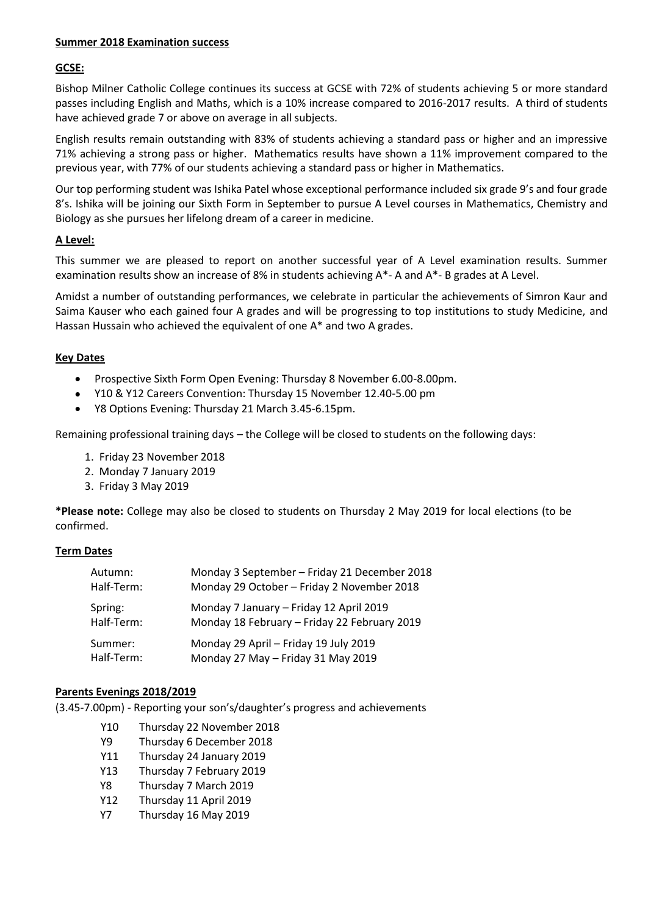**Summer 2018 Examination success**

**GCSE:**

Bishop Milner Catholic College continues its success at GCSE with 72% of students achieving 5 or more standard passes including English and Maths, which is a 10% increase compared to 2016-2017 results. A third of students have achieved grade 7 or above on average in all subjects.

English results remain outstanding with 83% of students achieving a standard pass or higher and an impressive 71% achieving a strong pass or higher. Mathematics results have shown a 11% improvement compared to the previous year, with 77% of our students achieving a standard pass or higher in Mathematics.

Our top performing student was Ishika Patel whose exceptional performance included six grade 9's and four grade 8's. Ishika will be joining our Sixth Form in September to pursue A Level courses in Mathematics, Chemistry and Biology as she pursues her lifelong dream of a career in medicine.

**A Level:**

This summer we are pleased to report on another successful year of A Level examination results. Summer examination results show an increase of 8% in students achieving A*- A and A*- B grades at A Level.

Amidst a number of outstanding performances, we celebrate in particular the achievements of Simron Kaur and Saima Kauser who each gained four A grades and will be progressing to top institutions to study Medicine, and Hassan Hussain who achieved the equivalent of one A* and two A grades.

**Key Dates**

- Prospective Sixth Form Open Evening: Thursday 8 November 6.00-8.00pm.
- Y10 & Y12 Careers Convention: Thursday 15 November 12.40-5.00 pm
- Y8 Options Evening: Thursday 21 March 3.45-6.15pm.

Remaining professional training days – the College will be closed to students on the following days:

1. Friday 23 November 2018
2. Monday 7 January 2019
3. Friday 3 May 2019

***Please note:** College may also be closed to students on Thursday 2 May 2019 for local elections (to be confirmed.

**Term Dates**

| | |
|---|---|
| Autumn: | Monday 3 September – Friday 21 December 2018 |
| Half-Term: | Monday 29 October – Friday 2 November 2018 |
| Spring: | Monday 7 January – Friday 12 April 2019 |
| Half-Term: | Monday 18 February – Friday 22 February 2019 |
| Summer: | Monday 29 April – Friday 19 July 2019 |
| Half-Term: | Monday 27 May – Friday 31 May 2019 |

**Parents Evenings 2018/2019**

(3.45-7.00pm) - Reporting your son's/daughter's progress and achievements

| | |
|---|---|
| Y10 | Thursday 22 November 2018 |
| Y9 | Thursday 6 December 2018 |
| Y11 | Thursday 24 January 2019 |
| Y13 | Thursday 7 February 2019 |
| Y8 | Thursday 7 March 2019 |
| Y12 | Thursday 11 April 2019 |
| Y7 | Thursday 16 May 2019 |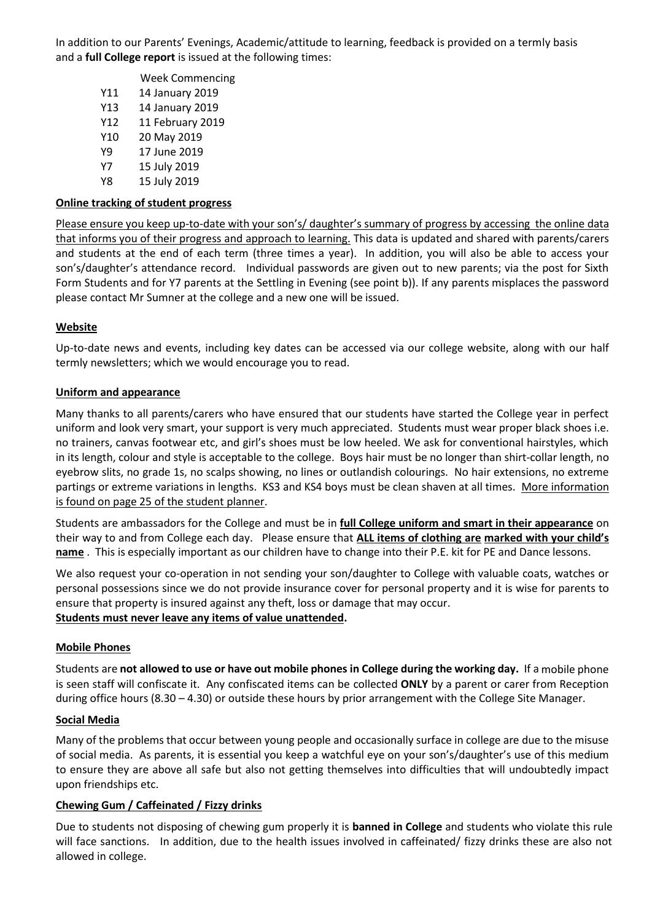In addition to our Parents' Evenings, Academic/attitude to learning, feedback is provided on a termly basis and a **full College report** is issued at the following times:

| | Week Commencing |
|---|---|
| Y11 | 14 January 2019 |
| Y13 | 14 January 2019 |
| Y12 | 11 February 2019 |
| Y10 | 20 May 2019 |
| Y9 | 17 June 2019 |
| Y7 | 15 July 2019 |
| Y8 | 15 July 2019 |

**Online tracking of student progress**

Please ensure you keep up-to-date with your son's/ daughter's summary of progress by accessing the online data that informs you of their progress and approach to learning. This data is updated and shared with parents/carers and students at the end of each term (three times a year). In addition, you will also be able to access your son's/daughter's attendance record. Individual passwords are given out to new parents; via the post for Sixth Form Students and for Y7 parents at the Settling in Evening (see point b)). If any parents misplaces the password please contact Mr Sumner at the college and a new one will be issued.

**Website**

Up-to-date news and events, including key dates can be accessed via our college website, along with our half termly newsletters; which we would encourage you to read.

**Uniform and appearance**

Many thanks to all parents/carers who have ensured that our students have started the College year in perfect uniform and look very smart, your support is very much appreciated. Students must wear proper black shoes i.e. no trainers, canvas footwear etc, and girl's shoes must be low heeled. We ask for conventional hairstyles, which in its length, colour and style is acceptable to the college. Boys hair must be no longer than shirt-collar length, no eyebrow slits, no grade 1s, no scalps showing, no lines or outlandish colourings. No hair extensions, no extreme partings or extreme variations in lengths. KS3 and KS4 boys must be clean shaven at all times. More information is found on page 25 of the student planner.

Students are ambassadors for the College and must be in **full College uniform and smart in their appearance** on their way to and from College each day. Please ensure that **ALL items of clothing are marked with your child's name** . This is especially important as our children have to change into their P.E. kit for PE and Dance lessons.

We also request your co-operation in not sending your son/daughter to College with valuable coats, watches or personal possessions since we do not provide insurance cover for personal property and it is wise for parents to ensure that property is insured against any theft, loss or damage that may occur.
**Students must never leave any items of value unattended.**

**Mobile Phones**

Students are **not allowed to use or have out mobile phones in College during the working day.** If a mobile phone is seen staff will confiscate it. Any confiscated items can be collected **ONLY** by a parent or carer from Reception during office hours (8.30 – 4.30) or outside these hours by prior arrangement with the College Site Manager.

**Social Media**

Many of the problems that occur between young people and occasionally surface in college are due to the misuse of social media. As parents, it is essential you keep a watchful eye on your son's/daughter's use of this medium to ensure they are above all safe but also not getting themselves into difficulties that will undoubtedly impact upon friendships etc.

**Chewing Gum / Caffeinated / Fizzy drinks**

Due to students not disposing of chewing gum properly it is **banned in College** and students who violate this rule will face sanctions. In addition, due to the health issues involved in caffeinated/ fizzy drinks these are also not allowed in college.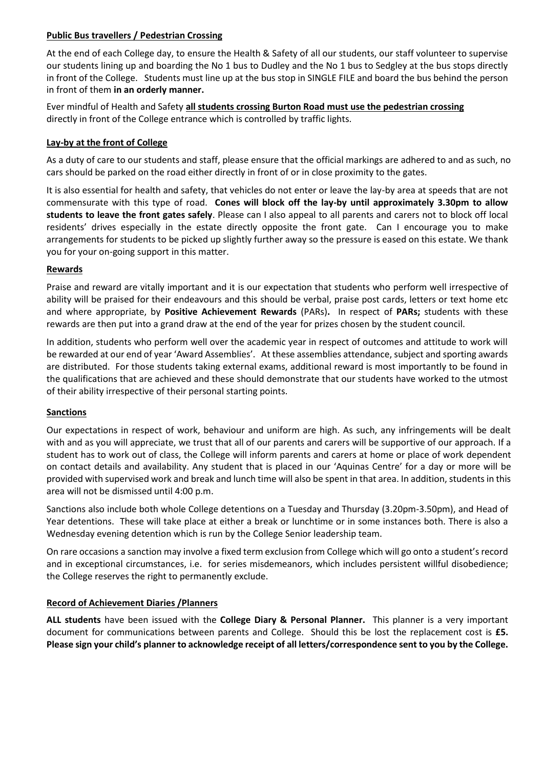## **Public Bus travellers / Pedestrian Crossing**

At the end of each College day, to ensure the Health & Safety of all our students, our staff volunteer to supervise our students lining up and boarding the No 1 bus to Dudley and the No 1 bus to Sedgley at the bus stops directly in front of the College. Students must line up at the bus stop in SINGLE FILE and board the bus behind the person in front of them **in an orderly manner.**

Ever mindful of Health and Safety **all students crossing Burton Road must use the pedestrian crossing** directly in front of the College entrance which is controlled by traffic lights.

## **Lay-by at the front of College**

As a duty of care to our students and staff, please ensure that the official markings are adhered to and as such, no cars should be parked on the road either directly in front of or in close proximity to the gates.

It is also essential for health and safety, that vehicles do not enter or leave the lay-by area at speeds that are not commensurate with this type of road. **Cones will block off the lay-by until approximately 3.30pm to allow students to leave the front gates safely**. Please can I also appeal to all parents and carers not to block off local residents' drives especially in the estate directly opposite the front gate. Can I encourage you to make arrangements for students to be picked up slightly further away so the pressure is eased on this estate. We thank you for your on-going support in this matter.

## **Rewards**

Praise and reward are vitally important and it is our expectation that students who perform well irrespective of ability will be praised for their endeavours and this should be verbal, praise post cards, letters or text home etc and where appropriate, by **Positive Achievement Rewards** (PARs)**.** In respect of **PARs;** students with these rewards are then put into a grand draw at the end of the year for prizes chosen by the student council.

In addition, students who perform well over the academic year in respect of outcomes and attitude to work will be rewarded at our end of year 'Award Assemblies'. At these assemblies attendance, subject and sporting awards are distributed. For those students taking external exams, additional reward is most importantly to be found in the qualifications that are achieved and these should demonstrate that our students have worked to the utmost of their ability irrespective of their personal starting points.

## **Sanctions**

Our expectations in respect of work, behaviour and uniform are high. As such, any infringements will be dealt with and as you will appreciate, we trust that all of our parents and carers will be supportive of our approach. If a student has to work out of class, the College will inform parents and carers at home or place of work dependent on contact details and availability. Any student that is placed in our 'Aquinas Centre' for a day or more will be provided with supervised work and break and lunch time will also be spent in that area. In addition, students in this area will not be dismissed until 4:00 p.m.

Sanctions also include both whole College detentions on a Tuesday and Thursday (3.20pm-3.50pm), and Head of Year detentions. These will take place at either a break or lunchtime or in some instances both. There is also a Wednesday evening detention which is run by the College Senior leadership team.

On rare occasions a sanction may involve a fixed term exclusion from College which will go onto a student's record and in exceptional circumstances, i.e. for series misdemeanors, which includes persistent willful disobedience; the College reserves the right to permanently exclude.

## **Record of Achievement Diaries /Planners**

**ALL students** have been issued with the **College Diary & Personal Planner.** This planner is a very important document for communications between parents and College. Should this be lost the replacement cost is **£5. Please sign your child's planner to acknowledge receipt of all letters/correspondence sent to you by the College.**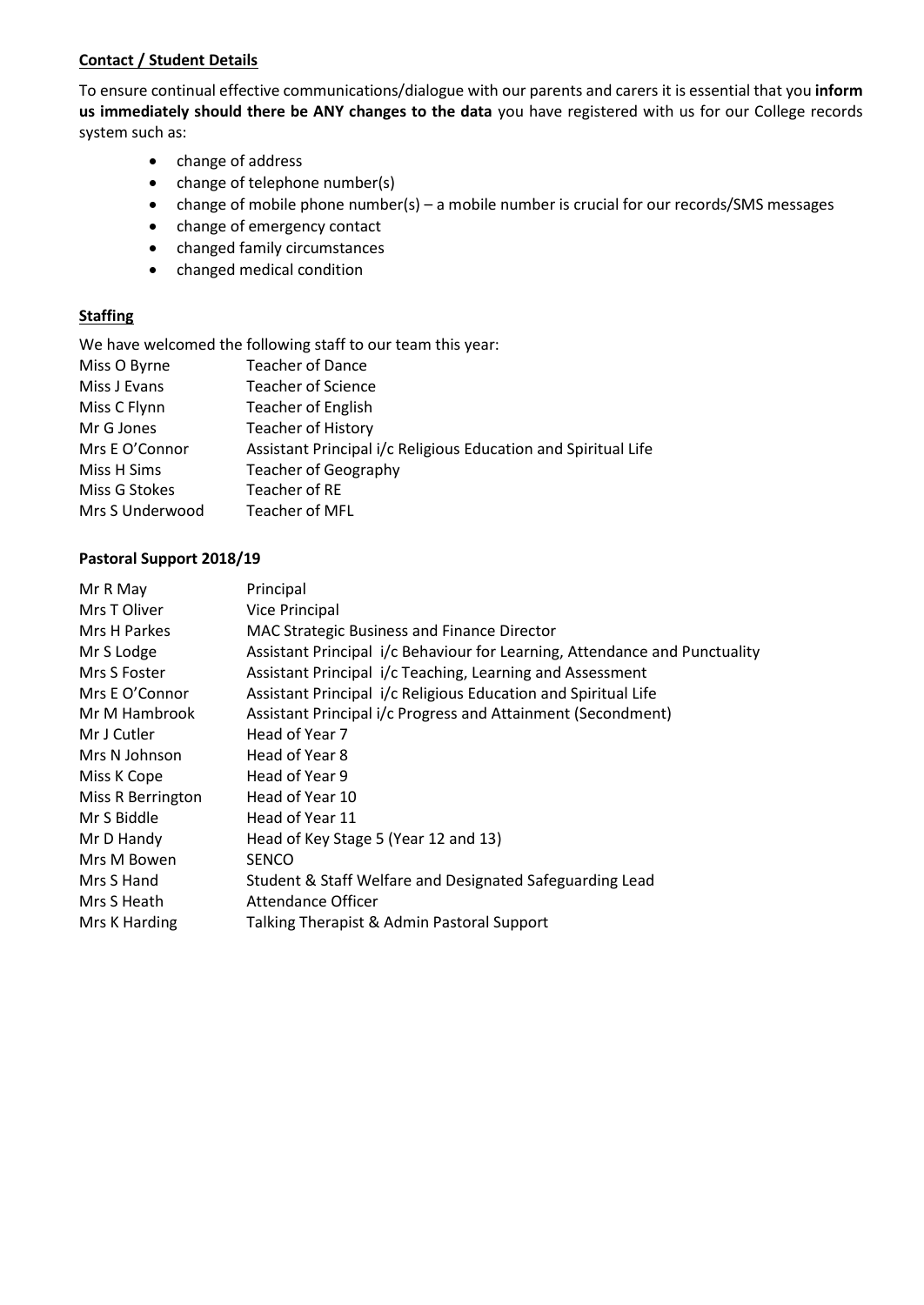**Contact / Student Details**

To ensure continual effective communications/dialogue with our parents and carers it is essential that you **inform us immediately should there be ANY changes to the data** you have registered with us for our College records system such as:

- change of address
- change of telephone number(s)
- change of mobile phone number(s) – a mobile number is crucial for our records/SMS messages
- change of emergency contact
- changed family circumstances
- changed medical condition

**Staffing**

We have welcomed the following staff to our team this year:

| | |
|---|---|
| Miss O Byrne | Teacher of Dance |
| Miss J Evans | Teacher of Science |
| Miss C Flynn | Teacher of English |
| Mr G Jones | Teacher of History |
| Mrs E O'Connor | Assistant Principal i/c Religious Education and Spiritual Life |
| Miss H Sims | Teacher of Geography |
| Miss G Stokes | Teacher of RE |
| Mrs S Underwood | Teacher of MFL |

**Pastoral Support 2018/19**

| | |
|---|---|
| Mr R May | Principal |
| Mrs T Oliver | Vice Principal |
| Mrs H Parkes | MAC Strategic Business and Finance Director |
| Mr S Lodge | Assistant Principal i/c Behaviour for Learning, Attendance and Punctuality |
| Mrs S Foster | Assistant Principal i/c Teaching, Learning and Assessment |
| Mrs E O'Connor | Assistant Principal i/c Religious Education and Spiritual Life |
| Mr M Hambrook | Assistant Principal i/c Progress and Attainment (Secondment) |
| Mr J Cutler | Head of Year 7 |
| Mrs N Johnson | Head of Year 8 |
| Miss K Cope | Head of Year 9 |
| Miss R Berrington | Head of Year 10 |
| Mr S Biddle | Head of Year 11 |
| Mr D Handy | Head of Key Stage 5 (Year 12 and 13) |
| Mrs M Bowen | SENCO |
| Mrs S Hand | Student & Staff Welfare and Designated Safeguarding Lead |
| Mrs S Heath | Attendance Officer |
| Mrs K Harding | Talking Therapist & Admin Pastoral Support |